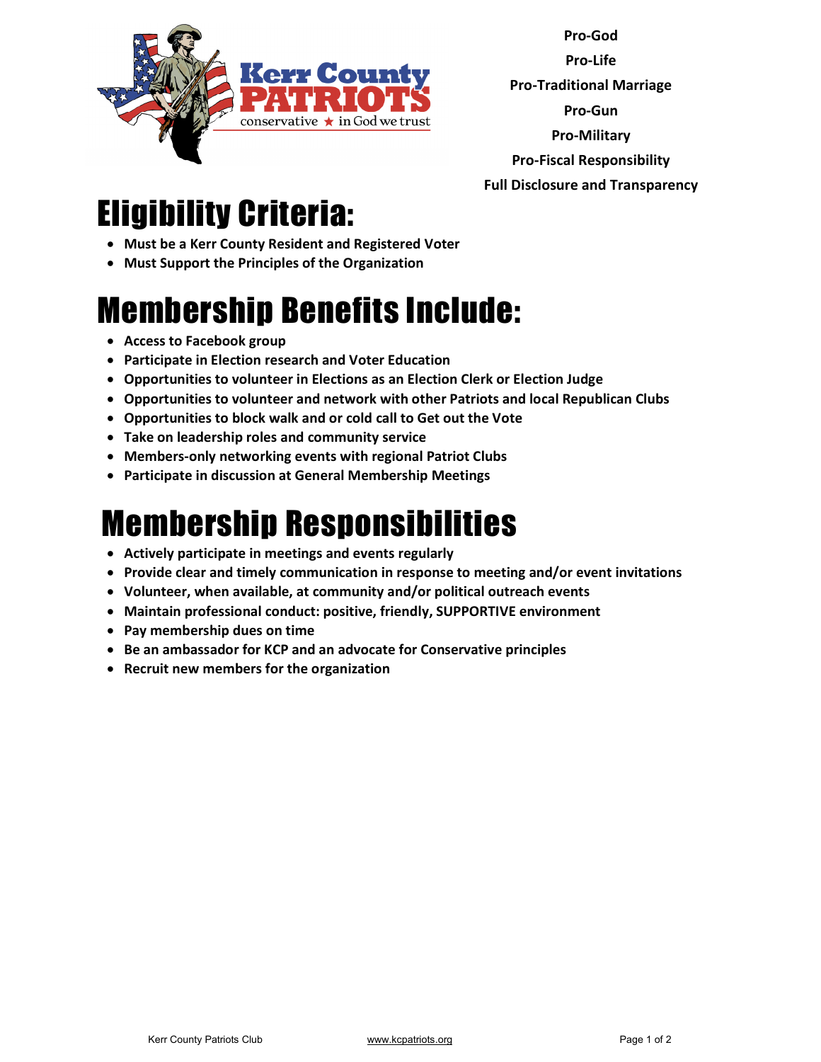Kerr County PATRIOTS

conservative ★ in God we trust

**Pro-God**

**Pro-Life**

**Pro-Traditional Marriage**

**Pro-Gun**

**Pro-Military**

**Pro-Fiscal Responsibility**

**Full Disclosure and Transparency**

# Eligibility Criteria:

- **Must be a Kerr County Resident and Registered Voter**
- **Must Support the Principles of the Organization**

# Membership Benefits Include:

- **Access to Facebook group**
- **Participate in Election research and Voter Education**
- **Opportunities to volunteer in Elections as an Election Clerk or Election Judge**
- **Opportunities to volunteer and network with other Patriots and local Republican Clubs**
- **Opportunities to block walk and or cold call to Get out the Vote**
- **Take on leadership roles and community service**
- **Members-only networking events with regional Patriot Clubs**
- **Participate in discussion at General Membership Meetings**

# Membership Responsibilities

- **Actively participate in meetings and events regularly**
- **Provide clear and timely communication in response to meeting and/or event invitations**
- **Volunteer, when available, at community and/or political outreach events**
- **Maintain professional conduct: positive, friendly, SUPPORTIVE environment**
- **Pay membership dues on time**
- **Be an ambassador for KCP and an advocate for Conservative principles**
- **Recruit new members for the organization**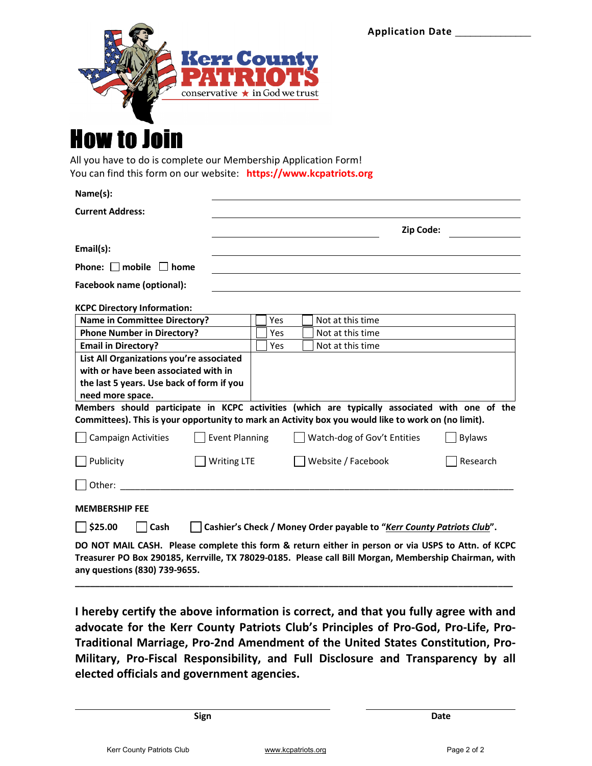Application Date ______________

Kerr County PATRIOTS
conservative ★ in God we trust

# How to Join

All you have to do is complete our Membership Application Form!
You can find this form on our website: **https://www.kcpatriots.org**

**Name(s):** ____________________

**Current Address:** ____________________

____________________ **Zip Code:** __________

**Email(s):** ____________________

**Phone:** ☐ mobile ☐ home ____________________

**Facebook name (optional):** ____________________

**KCPC Directory Information:**

| | | |
|---|---|---|
| **Name in Committee Directory?** | ☐ Yes | ☐ Not at this time |
| **Phone Number in Directory?** | ☐ Yes | ☐ Not at this time |
| **Email in Directory?** | ☐ Yes | ☐ Not at this time |
| **List All Organizations you're associated with or have been associated with in the last 5 years. Use back of form if you need more space.** | | |

**Members should participate in KCPC activities (which are typically associated with one of the Committees). This is your opportunity to mark an Activity box you would like to work on (no limit).**

☐ Campaign Activities ☐ Event Planning ☐ Watch-dog of Gov't Entities ☐ Bylaws

☐ Publicity ☐ Writing LTE ☐ Website / Facebook ☐ Research

☐ Other: ____________________

**MEMBERSHIP FEE**

☐ **$25.00** ☐ **Cash** ☐ **Cashier's Check / Money Order payable to "*Kerr County Patriots Club*".**

**DO NOT MAIL CASH. Please complete this form & return either in person or via USPS to Attn. of KCPC Treasurer PO Box 290185, Kerrville, TX 78029-0185. Please call Bill Morgan, Membership Chairman, with any questions (830) 739-9655.**

---

**I hereby certify the above information is correct, and that you fully agree with and advocate for the Kerr County Patriots Club's Principles of Pro-God, Pro-Life, Pro-Traditional Marriage, Pro-2nd Amendment of the United States Constitution, Pro-Military, Pro-Fiscal Responsibility, and Full Disclosure and Transparency by all elected officials and government agencies.**

____________________ **Sign** ____________________ **Date**